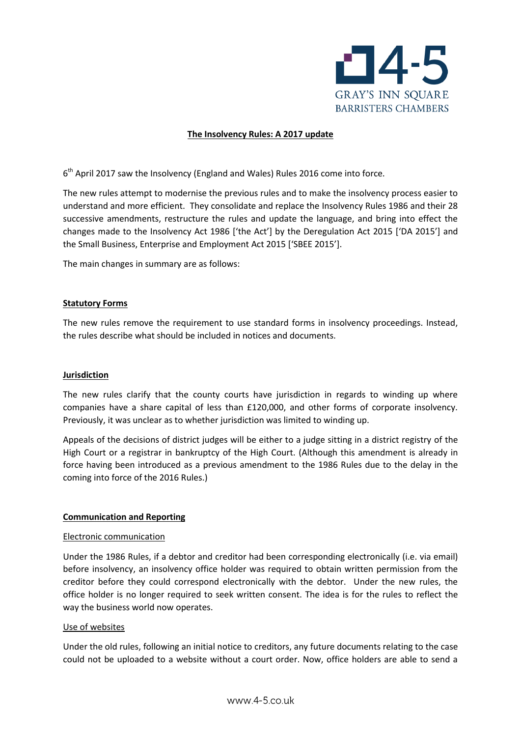4-5 GRAY'S INN SQUARE BARRISTERS CHAMBERS

# The Insolvency Rules: A 2017 update

6th April 2017 saw the Insolvency (England and Wales) Rules 2016 come into force.

The new rules attempt to modernise the previous rules and to make the insolvency process easier to understand and more efficient. They consolidate and replace the Insolvency Rules 1986 and their 28 successive amendments, restructure the rules and update the language, and bring into effect the changes made to the Insolvency Act 1986 ['the Act'] by the Deregulation Act 2015 ['DA 2015'] and the Small Business, Enterprise and Employment Act 2015 ['SBEE 2015'].

The main changes in summary are as follows:

## Statutory Forms

The new rules remove the requirement to use standard forms in insolvency proceedings. Instead, the rules describe what should be included in notices and documents.

## Jurisdiction

The new rules clarify that the county courts have jurisdiction in regards to winding up where companies have a share capital of less than £120,000, and other forms of corporate insolvency. Previously, it was unclear as to whether jurisdiction was limited to winding up.

Appeals of the decisions of district judges will be either to a judge sitting in a district registry of the High Court or a registrar in bankruptcy of the High Court. (Although this amendment is already in force having been introduced as a previous amendment to the 1986 Rules due to the delay in the coming into force of the 2016 Rules.)

## Communication and Reporting

### Electronic communication

Under the 1986 Rules, if a debtor and creditor had been corresponding electronically (i.e. via email) before insolvency, an insolvency office holder was required to obtain written permission from the creditor before they could correspond electronically with the debtor. Under the new rules, the office holder is no longer required to seek written consent. The idea is for the rules to reflect the way the business world now operates.

### Use of websites

Under the old rules, following an initial notice to creditors, any future documents relating to the case could not be uploaded to a website without a court order. Now, office holders are able to send a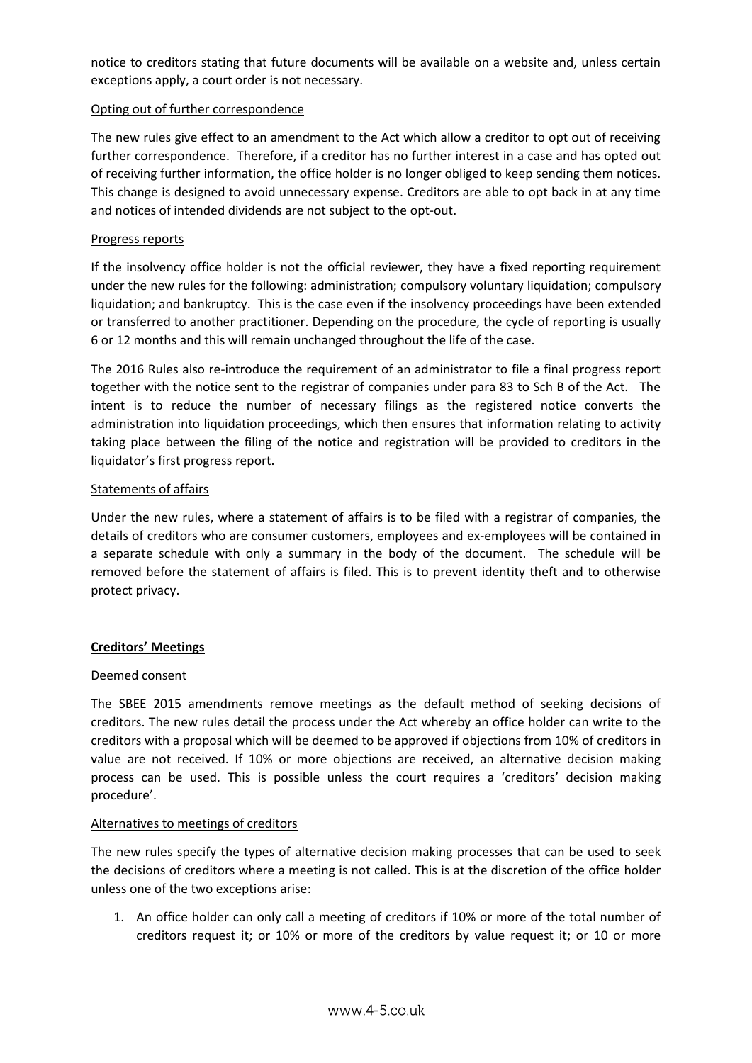notice to creditors stating that future documents will be available on a website and, unless certain exceptions apply, a court order is not necessary.

<u>Opting out of further correspondence</u>

The new rules give effect to an amendment to the Act which allow a creditor to opt out of receiving further correspondence. Therefore, if a creditor has no further interest in a case and has opted out of receiving further information, the office holder is no longer obliged to keep sending them notices. This change is designed to avoid unnecessary expense. Creditors are able to opt back in at any time and notices of intended dividends are not subject to the opt-out.

<u>Progress reports</u>

If the insolvency office holder is not the official reviewer, they have a fixed reporting requirement under the new rules for the following: administration; compulsory voluntary liquidation; compulsory liquidation; and bankruptcy. This is the case even if the insolvency proceedings have been extended or transferred to another practitioner. Depending on the procedure, the cycle of reporting is usually 6 or 12 months and this will remain unchanged throughout the life of the case.

The 2016 Rules also re-introduce the requirement of an administrator to file a final progress report together with the notice sent to the registrar of companies under para 83 to Sch B of the Act. The intent is to reduce the number of necessary filings as the registered notice converts the administration into liquidation proceedings, which then ensures that information relating to activity taking place between the filing of the notice and registration will be provided to creditors in the liquidator's first progress report.

<u>Statements of affairs</u>

Under the new rules, where a statement of affairs is to be filed with a registrar of companies, the details of creditors who are consumer customers, employees and ex-employees will be contained in a separate schedule with only a summary in the body of the document. The schedule will be removed before the statement of affairs is filed. This is to prevent identity theft and to otherwise protect privacy.

**<u>Creditors' Meetings</u>**

<u>Deemed consent</u>

The SBEE 2015 amendments remove meetings as the default method of seeking decisions of creditors. The new rules detail the process under the Act whereby an office holder can write to the creditors with a proposal which will be deemed to be approved if objections from 10% of creditors in value are not received. If 10% or more objections are received, an alternative decision making process can be used. This is possible unless the court requires a 'creditors' decision making procedure'.

<u>Alternatives to meetings of creditors</u>

The new rules specify the types of alternative decision making processes that can be used to seek the decisions of creditors where a meeting is not called. This is at the discretion of the office holder unless one of the two exceptions arise:

1. An office holder can only call a meeting of creditors if 10% or more of the total number of creditors request it; or 10% or more of the creditors by value request it; or 10 or more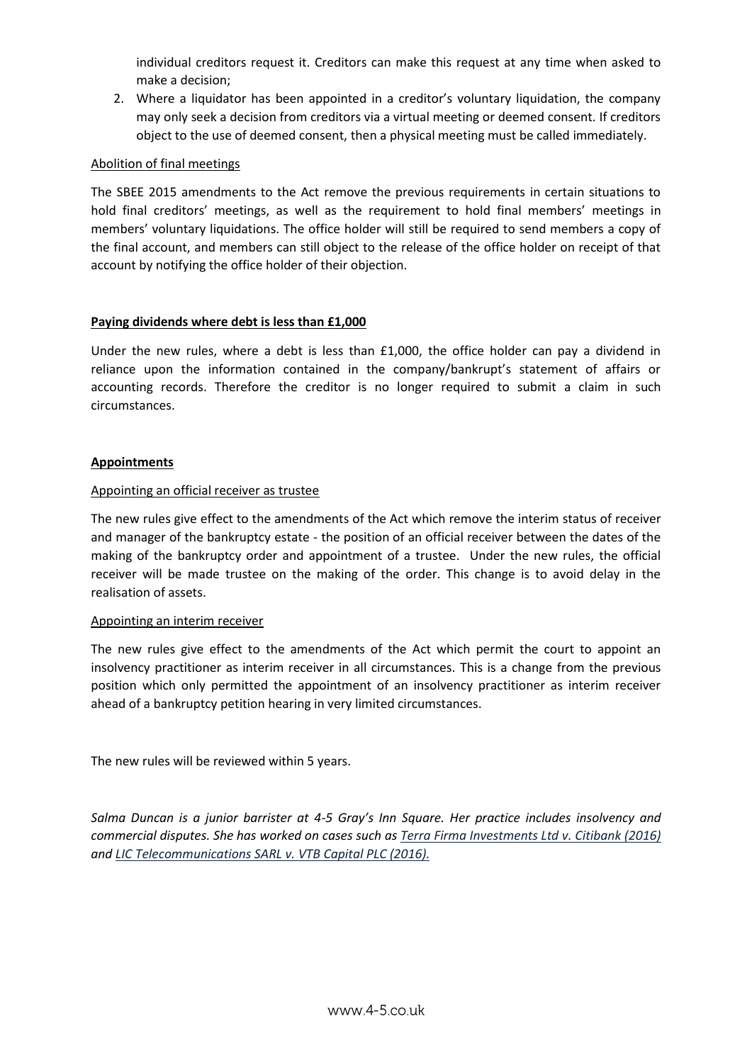individual creditors request it. Creditors can make this request at any time when asked to make a decision;

2. Where a liquidator has been appointed in a creditor's voluntary liquidation, the company may only seek a decision from creditors via a virtual meeting or deemed consent. If creditors object to the use of deemed consent, then a physical meeting must be called immediately.

Abolition of final meetings

The SBEE 2015 amendments to the Act remove the previous requirements in certain situations to hold final creditors' meetings, as well as the requirement to hold final members' meetings in members' voluntary liquidations. The office holder will still be required to send members a copy of the final account, and members can still object to the release of the office holder on receipt of that account by notifying the office holder of their objection.

**Paying dividends where debt is less than £1,000**

Under the new rules, where a debt is less than £1,000, the office holder can pay a dividend in reliance upon the information contained in the company/bankrupt's statement of affairs or accounting records. Therefore the creditor is no longer required to submit a claim in such circumstances.

**Appointments**

Appointing an official receiver as trustee

The new rules give effect to the amendments of the Act which remove the interim status of receiver and manager of the bankruptcy estate - the position of an official receiver between the dates of the making of the bankruptcy order and appointment of a trustee. Under the new rules, the official receiver will be made trustee on the making of the order. This change is to avoid delay in the realisation of assets.

Appointing an interim receiver

The new rules give effect to the amendments of the Act which permit the court to appoint an insolvency practitioner as interim receiver in all circumstances. This is a change from the previous position which only permitted the appointment of an insolvency practitioner as interim receiver ahead of a bankruptcy petition hearing in very limited circumstances.

The new rules will be reviewed within 5 years.

*Salma Duncan is a junior barrister at 4-5 Gray's Inn Square. Her practice includes insolvency and commercial disputes. She has worked on cases such as Terra Firma Investments Ltd v. Citibank (2016) and LIC Telecommunications SARL v. VTB Capital PLC (2016).*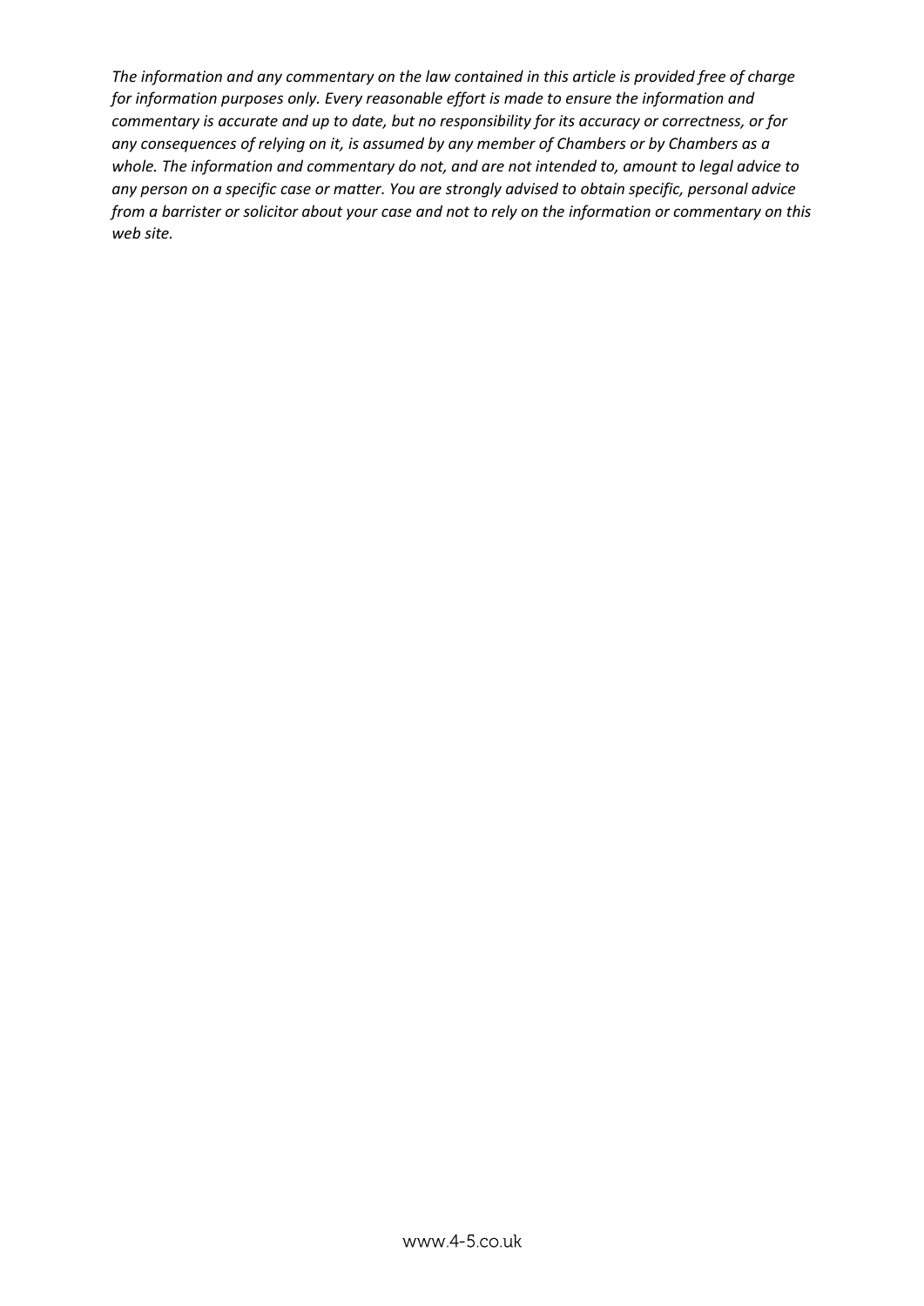*The information and any commentary on the law contained in this article is provided free of charge for information purposes only. Every reasonable effort is made to ensure the information and commentary is accurate and up to date, but no responsibility for its accuracy or correctness, or for any consequences of relying on it, is assumed by any member of Chambers or by Chambers as a whole. The information and commentary do not, and are not intended to, amount to legal advice to any person on a specific case or matter. You are strongly advised to obtain specific, personal advice from a barrister or solicitor about your case and not to rely on the information or commentary on this web site.*